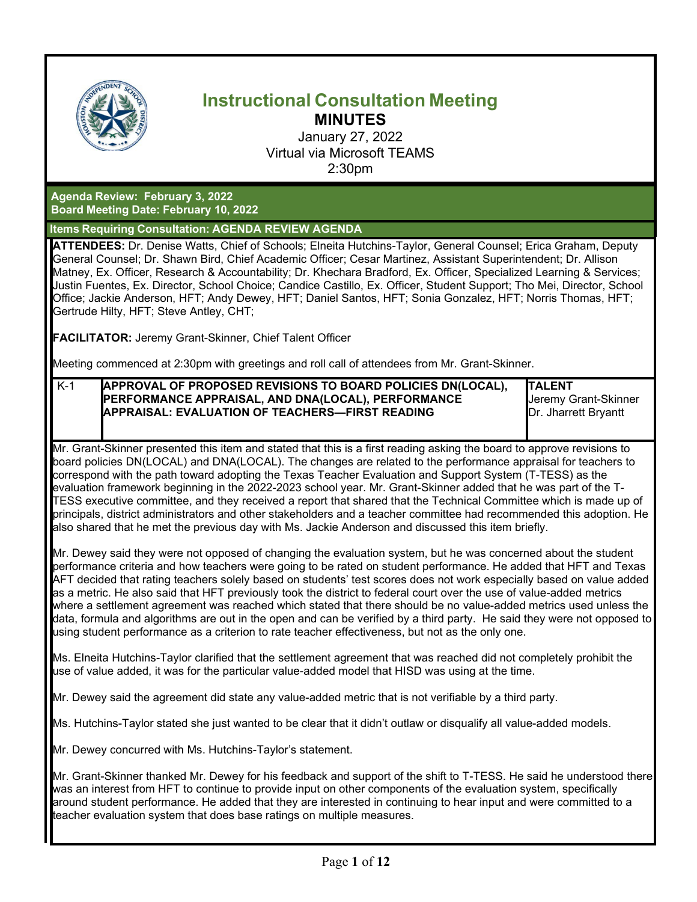# Instructional Consultation Meeting

## MINUTES

January 27, 2022
Virtual via Microsoft TEAMS
2:30pm

**Agenda Review: February 3, 2022**
**Board Meeting Date: February 10, 2022**

**Items Requiring Consultation: AGENDA REVIEW AGENDA**

**ATTENDEES:** Dr. Denise Watts, Chief of Schools; Elneita Hutchins-Taylor, General Counsel; Erica Graham, Deputy General Counsel; Dr. Shawn Bird, Chief Academic Officer; Cesar Martinez, Assistant Superintendent; Dr. Allison Matney, Ex. Officer, Research & Accountability; Dr. Khechara Bradford, Ex. Officer, Specialized Learning & Services; Justin Fuentes, Ex. Director, School Choice; Candice Castillo, Ex. Officer, Student Support; Tho Mei, Director, School Office; Jackie Anderson, HFT; Andy Dewey, HFT; Daniel Santos, HFT; Sonia Gonzalez, HFT; Norris Thomas, HFT; Gertrude Hilty, HFT; Steve Antley, CHT;

**FACILITATOR:** Jeremy Grant-Skinner, Chief Talent Officer

Meeting commenced at 2:30pm with greetings and roll call of attendees from Mr. Grant-Skinner.

| K-1 | **APPROVAL OF PROPOSED REVISIONS TO BOARD POLICIES DN(LOCAL), PERFORMANCE APPRAISAL, AND DNA(LOCAL), PERFORMANCE APPRAISAL: EVALUATION OF TEACHERS—FIRST READING** | **TALENT** Jeremy Grant-Skinner Dr. Jharrett Bryantt |
|---|---|---|

Mr. Grant-Skinner presented this item and stated that this is a first reading asking the board to approve revisions to board policies DN(LOCAL) and DNA(LOCAL). The changes are related to the performance appraisal for teachers to correspond with the path toward adopting the Texas Teacher Evaluation and Support System (T-TESS) as the evaluation framework beginning in the 2022-2023 school year. Mr. Grant-Skinner added that he was part of the T-TESS executive committee, and they received a report that shared that the Technical Committee which is made up of principals, district administrators and other stakeholders and a teacher committee had recommended this adoption. He also shared that he met the previous day with Ms. Jackie Anderson and discussed this item briefly.

Mr. Dewey said they were not opposed of changing the evaluation system, but he was concerned about the student performance criteria and how teachers were going to be rated on student performance. He added that HFT and Texas AFT decided that rating teachers solely based on students' test scores does not work especially based on value added as a metric. He also said that HFT previously took the district to federal court over the use of value-added metrics where a settlement agreement was reached which stated that there should be no value-added metrics used unless the data, formula and algorithms are out in the open and can be verified by a third party. He said they were not opposed to using student performance as a criterion to rate teacher effectiveness, but not as the only one.

Ms. Elneita Hutchins-Taylor clarified that the settlement agreement that was reached did not completely prohibit the use of value added, it was for the particular value-added model that HISD was using at the time.

Mr. Dewey said the agreement did state any value-added metric that is not verifiable by a third party.

Ms. Hutchins-Taylor stated she just wanted to be clear that it didn't outlaw or disqualify all value-added models.

Mr. Dewey concurred with Ms. Hutchins-Taylor's statement.

Mr. Grant-Skinner thanked Mr. Dewey for his feedback and support of the shift to T-TESS. He said he understood there was an interest from HFT to continue to provide input on other components of the evaluation system, specifically around student performance. He added that they are interested in continuing to hear input and were committed to a teacher evaluation system that does base ratings on multiple measures.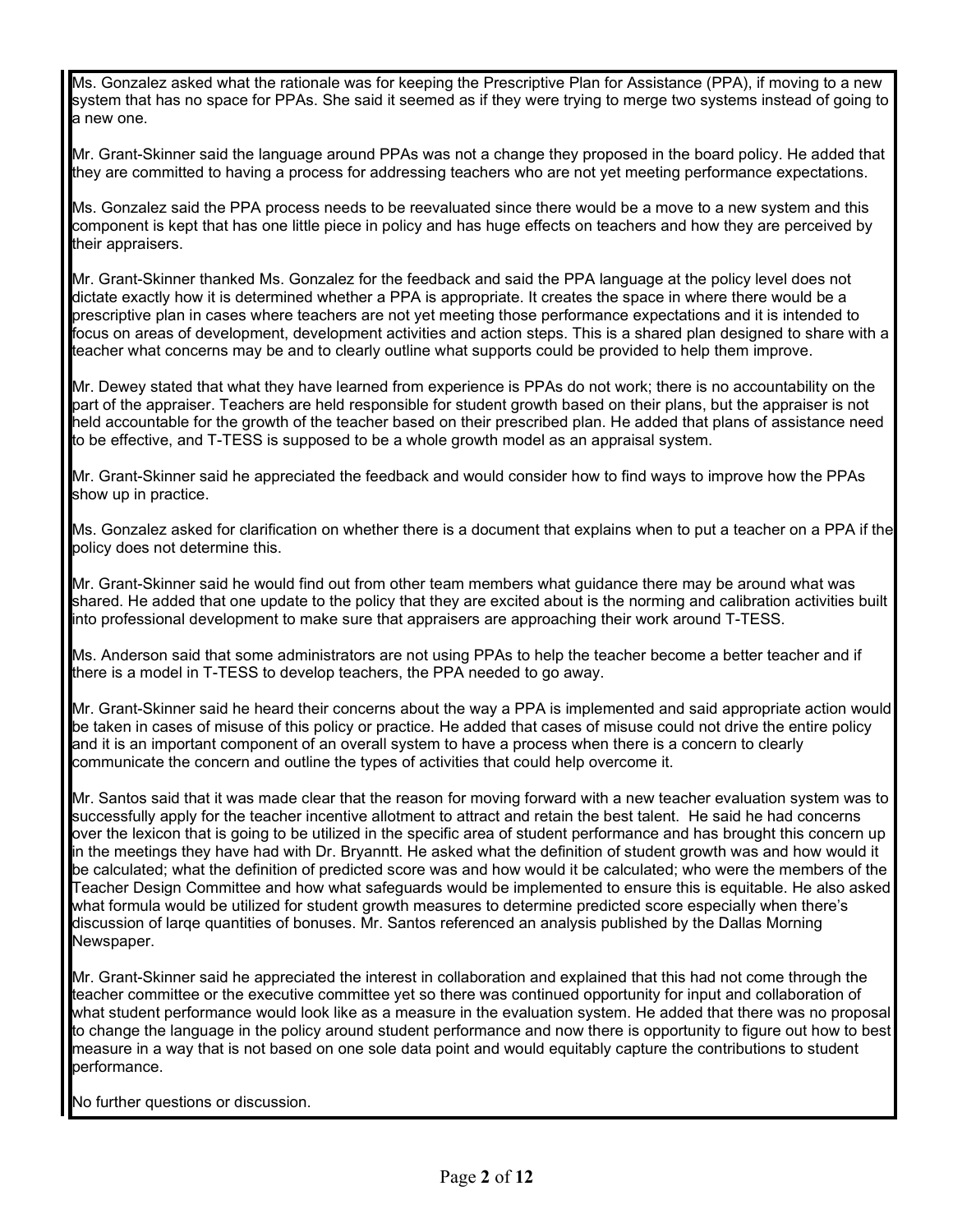Ms. Gonzalez asked what the rationale was for keeping the Prescriptive Plan for Assistance (PPA), if moving to a new system that has no space for PPAs. She said it seemed as if they were trying to merge two systems instead of going to a new one.

Mr. Grant-Skinner said the language around PPAs was not a change they proposed in the board policy. He added that they are committed to having a process for addressing teachers who are not yet meeting performance expectations.

Ms. Gonzalez said the PPA process needs to be reevaluated since there would be a move to a new system and this component is kept that has one little piece in policy and has huge effects on teachers and how they are perceived by their appraisers.

Mr. Grant-Skinner thanked Ms. Gonzalez for the feedback and said the PPA language at the policy level does not dictate exactly how it is determined whether a PPA is appropriate. It creates the space in where there would be a prescriptive plan in cases where teachers are not yet meeting those performance expectations and it is intended to focus on areas of development, development activities and action steps. This is a shared plan designed to share with a teacher what concerns may be and to clearly outline what supports could be provided to help them improve.

Mr. Dewey stated that what they have learned from experience is PPAs do not work; there is no accountability on the part of the appraiser. Teachers are held responsible for student growth based on their plans, but the appraiser is not held accountable for the growth of the teacher based on their prescribed plan. He added that plans of assistance need to be effective, and T-TESS is supposed to be a whole growth model as an appraisal system.

Mr. Grant-Skinner said he appreciated the feedback and would consider how to find ways to improve how the PPAs show up in practice.

Ms. Gonzalez asked for clarification on whether there is a document that explains when to put a teacher on a PPA if the policy does not determine this.

Mr. Grant-Skinner said he would find out from other team members what guidance there may be around what was shared. He added that one update to the policy that they are excited about is the norming and calibration activities built into professional development to make sure that appraisers are approaching their work around T-TESS.

Ms. Anderson said that some administrators are not using PPAs to help the teacher become a better teacher and if there is a model in T-TESS to develop teachers, the PPA needed to go away.

Mr. Grant-Skinner said he heard their concerns about the way a PPA is implemented and said appropriate action would be taken in cases of misuse of this policy or practice. He added that cases of misuse could not drive the entire policy and it is an important component of an overall system to have a process when there is a concern to clearly communicate the concern and outline the types of activities that could help overcome it.

Mr. Santos said that it was made clear that the reason for moving forward with a new teacher evaluation system was to successfully apply for the teacher incentive allotment to attract and retain the best talent. He said he had concerns over the lexicon that is going to be utilized in the specific area of student performance and has brought this concern up in the meetings they have had with Dr. Bryanntt. He asked what the definition of student growth was and how would it be calculated; what the definition of predicted score was and how would it be calculated; who were the members of the Teacher Design Committee and how what safeguards would be implemented to ensure this is equitable. He also asked what formula would be utilized for student growth measures to determine predicted score especially when there's discussion of larqe quantities of bonuses. Mr. Santos referenced an analysis published by the Dallas Morning Newspaper.

Mr. Grant-Skinner said he appreciated the interest in collaboration and explained that this had not come through the teacher committee or the executive committee yet so there was continued opportunity for input and collaboration of what student performance would look like as a measure in the evaluation system. He added that there was no proposal to change the language in the policy around student performance and now there is opportunity to figure out how to best measure in a way that is not based on one sole data point and would equitably capture the contributions to student performance.

No further questions or discussion.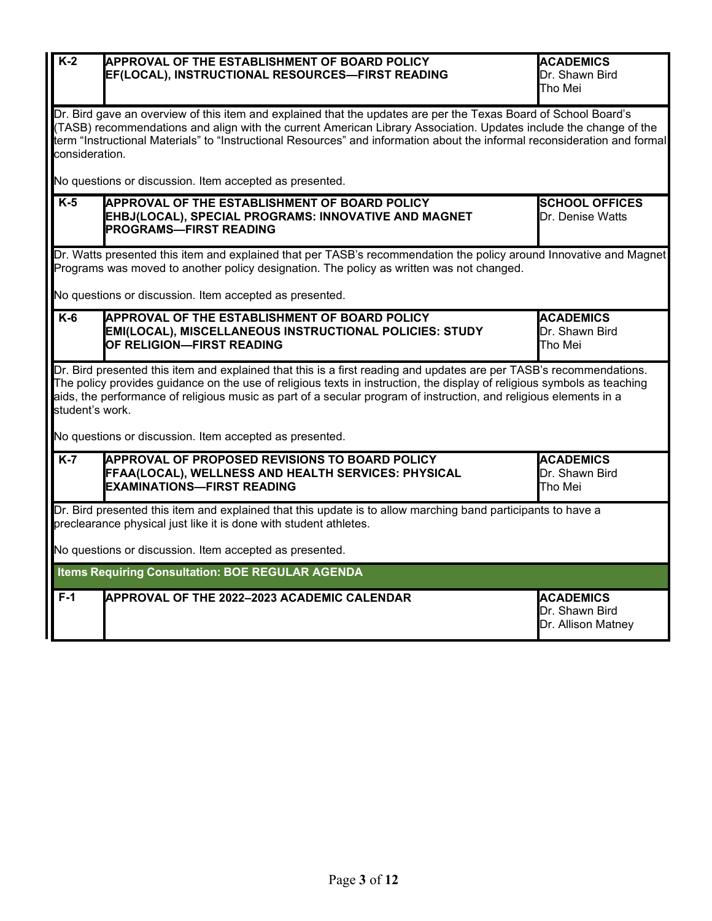| K-2 | **APPROVAL OF THE ESTABLISHMENT OF BOARD POLICY EF(LOCAL), INSTRUCTIONAL RESOURCES—FIRST READING** | **ACADEMICS**<br>Dr. Shawn Bird<br>Tho Mei |
|---|---|---|

Dr. Bird gave an overview of this item and explained that the updates are per the Texas Board of School Board's (TASB) recommendations and align with the current American Library Association. Updates include the change of the term "Instructional Materials" to "Instructional Resources" and information about the informal reconsideration and formal consideration.

No questions or discussion. Item accepted as presented.

| K-5 | **APPROVAL OF THE ESTABLISHMENT OF BOARD POLICY EHBJ(LOCAL), SPECIAL PROGRAMS: INNOVATIVE AND MAGNET PROGRAMS—FIRST READING** | **SCHOOL OFFICES**<br>Dr. Denise Watts |
|---|---|---|

Dr. Watts presented this item and explained that per TASB's recommendation the policy around Innovative and Magnet Programs was moved to another policy designation. The policy as written was not changed.

No questions or discussion. Item accepted as presented.

| K-6 | **APPROVAL OF THE ESTABLISHMENT OF BOARD POLICY EMI(LOCAL), MISCELLANEOUS INSTRUCTIONAL POLICIES: STUDY OF RELIGION—FIRST READING** | **ACADEMICS**<br>Dr. Shawn Bird<br>Tho Mei |
|---|---|---|

Dr. Bird presented this item and explained that this is a first reading and updates are per TASB's recommendations. The policy provides guidance on the use of religious texts in instruction, the display of religious symbols as teaching aids, the performance of religious music as part of a secular program of instruction, and religious elements in a student's work.

No questions or discussion. Item accepted as presented.

| K-7 | **APPROVAL OF PROPOSED REVISIONS TO BOARD POLICY FFAA(LOCAL), WELLNESS AND HEALTH SERVICES: PHYSICAL EXAMINATIONS—FIRST READING** | **ACADEMICS**<br>Dr. Shawn Bird<br>Tho Mei |
|---|---|---|

Dr. Bird presented this item and explained that this update is to allow marching band participants to have a preclearance physical just like it is done with student athletes.

No questions or discussion. Item accepted as presented.

**Items Requiring Consultation: BOE REGULAR AGENDA**

| F-1 | **APPROVAL OF THE 2022–2023 ACADEMIC CALENDAR** | **ACADEMICS**<br>Dr. Shawn Bird<br>Dr. Allison Matney |
|---|---|---|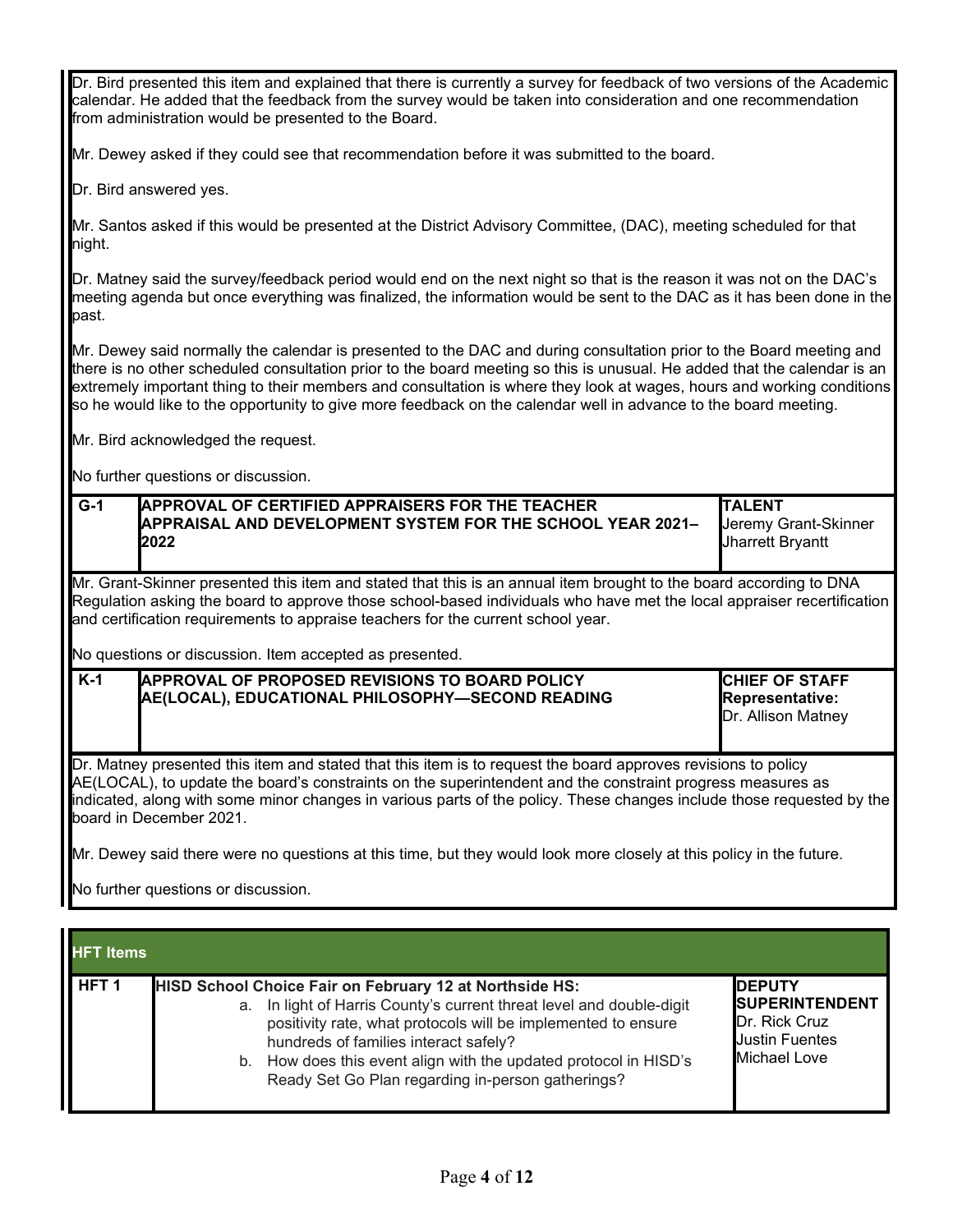Dr. Bird presented this item and explained that there is currently a survey for feedback of two versions of the Academic calendar. He added that the feedback from the survey would be taken into consideration and one recommendation from administration would be presented to the Board.

Mr. Dewey asked if they could see that recommendation before it was submitted to the board.

Dr. Bird answered yes.

Mr. Santos asked if this would be presented at the District Advisory Committee, (DAC), meeting scheduled for that night.

Dr. Matney said the survey/feedback period would end on the next night so that is the reason it was not on the DAC's meeting agenda but once everything was finalized, the information would be sent to the DAC as it has been done in the past.

Mr. Dewey said normally the calendar is presented to the DAC and during consultation prior to the Board meeting and there is no other scheduled consultation prior to the board meeting so this is unusual. He added that the calendar is an extremely important thing to their members and consultation is where they look at wages, hours and working conditions so he would like to the opportunity to give more feedback on the calendar well in advance to the board meeting.

Mr. Bird acknowledged the request.

No further questions or discussion.

| G-1 | APPROVAL OF CERTIFIED APPRAISERS FOR THE TEACHER APPRAISAL AND DEVELOPMENT SYSTEM FOR THE SCHOOL YEAR 2021–2022 | TALENT Jeremy Grant-Skinner Jharrett Bryantt |
|---|---|---|

Mr. Grant-Skinner presented this item and stated that this is an annual item brought to the board according to DNA Regulation asking the board to approve those school-based individuals who have met the local appraiser recertification and certification requirements to appraise teachers for the current school year.

No questions or discussion. Item accepted as presented.

| K-1 | APPROVAL OF PROPOSED REVISIONS TO BOARD POLICY AE(LOCAL), EDUCATIONAL PHILOSOPHY—SECOND READING | CHIEF OF STAFF Representative: Dr. Allison Matney |
|---|---|---|

Dr. Matney presented this item and stated that this item is to request the board approves revisions to policy AE(LOCAL), to update the board's constraints on the superintendent and the constraint progress measures as indicated, along with some minor changes in various parts of the policy. These changes include those requested by the board in December 2021.

Mr. Dewey said there were no questions at this time, but they would look more closely at this policy in the future.

No further questions or discussion.

| HFT Items | | |
|---|---|---|
| HFT 1 | **HISD School Choice Fair on February 12 at Northside HS:**<br>a. In light of Harris County's current threat level and double-digit positivity rate, what protocols will be implemented to ensure hundreds of families interact safely?<br>b. How does this event align with the updated protocol in HISD's Ready Set Go Plan regarding in-person gatherings? | **DEPUTY SUPERINTENDENT** Dr. Rick Cruz Justin Fuentes Michael Love |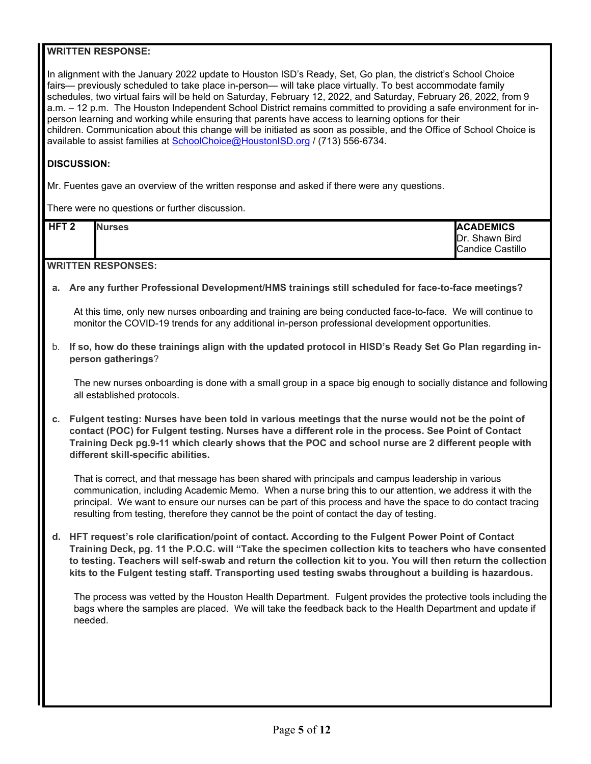**WRITTEN RESPONSE:**

In alignment with the January 2022 update to Houston ISD's Ready, Set, Go plan, the district's School Choice fairs— previously scheduled to take place in-person— will take place virtually. To best accommodate family schedules, two virtual fairs will be held on Saturday, February 12, 2022, and Saturday, February 26, 2022, from 9 a.m. – 12 p.m. The Houston Independent School District remains committed to providing a safe environment for in-person learning and working while ensuring that parents have access to learning options for their children. Communication about this change will be initiated as soon as possible, and the Office of School Choice is available to assist families at SchoolChoice@HoustonISD.org / (713) 556-6734.

**DISCUSSION:**

Mr. Fuentes gave an overview of the written response and asked if there were any questions.

There were no questions or further discussion.

| HFT 2 | Nurses | ACADEMICS<br>Dr. Shawn Bird<br>Candice Castillo |
|---|---|---|

**WRITTEN RESPONSES:**

a. **Are any further Professional Development/HMS trainings still scheduled for face-to-face meetings?**

   At this time, only new nurses onboarding and training are being conducted face-to-face. We will continue to monitor the COVID-19 trends for any additional in-person professional development opportunities.

b. **If so, how do these trainings align with the updated protocol in HISD's Ready Set Go Plan regarding in-person gatherings**?

   The new nurses onboarding is done with a small group in a space big enough to socially distance and following all established protocols.

c. **Fulgent testing: Nurses have been told in various meetings that the nurse would not be the point of contact (POC) for Fulgent testing. Nurses have a different role in the process. See Point of Contact Training Deck pg.9-11 which clearly shows that the POC and school nurse are 2 different people with different skill-specific abilities.**

   That is correct, and that message has been shared with principals and campus leadership in various communication, including Academic Memo. When a nurse bring this to our attention, we address it with the principal. We want to ensure our nurses can be part of this process and have the space to do contact tracing resulting from testing, therefore they cannot be the point of contact the day of testing.

d. **HFT request's role clarification/point of contact. According to the Fulgent Power Point of Contact Training Deck, pg. 11 the P.O.C. will "Take the specimen collection kits to teachers who have consented to testing. Teachers will self-swab and return the collection kit to you. You will then return the collection kits to the Fulgent testing staff. Transporting used testing swabs throughout a building is hazardous.**

   The process was vetted by the Houston Health Department. Fulgent provides the protective tools including the bags where the samples are placed. We will take the feedback back to the Health Department and update if needed.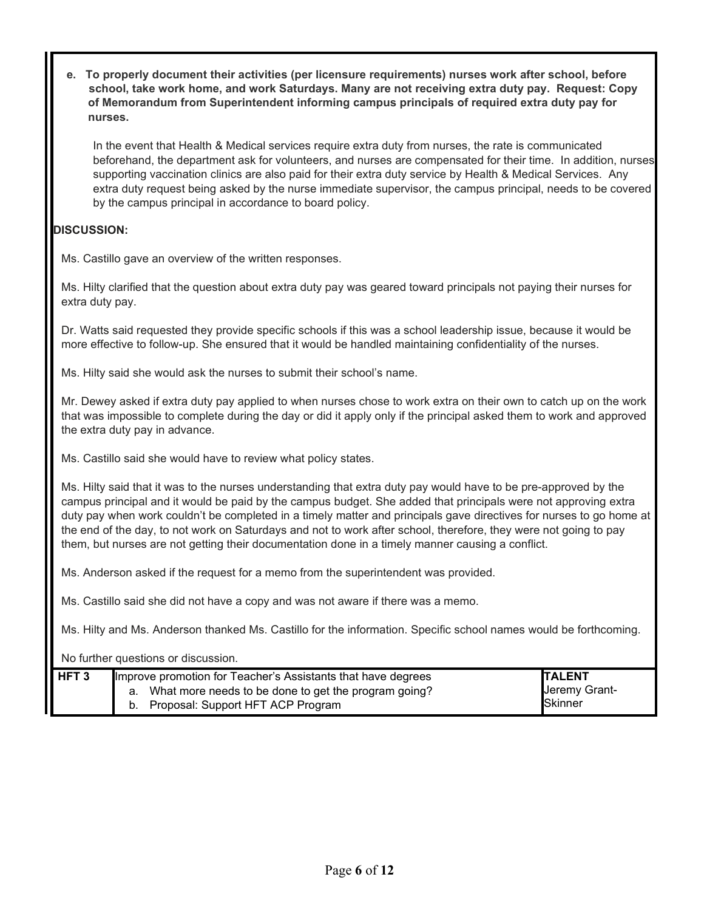**e. To properly document their activities (per licensure requirements) nurses work after school, before school, take work home, and work Saturdays. Many are not receiving extra duty pay. Request: Copy of Memorandum from Superintendent informing campus principals of required extra duty pay for nurses.**

In the event that Health & Medical services require extra duty from nurses, the rate is communicated beforehand, the department ask for volunteers, and nurses are compensated for their time. In addition, nurses supporting vaccination clinics are also paid for their extra duty service by Health & Medical Services. Any extra duty request being asked by the nurse immediate supervisor, the campus principal, needs to be covered by the campus principal in accordance to board policy.

**DISCUSSION:**

Ms. Castillo gave an overview of the written responses.

Ms. Hilty clarified that the question about extra duty pay was geared toward principals not paying their nurses for extra duty pay.

Dr. Watts said requested they provide specific schools if this was a school leadership issue, because it would be more effective to follow-up. She ensured that it would be handled maintaining confidentiality of the nurses.

Ms. Hilty said she would ask the nurses to submit their school's name.

Mr. Dewey asked if extra duty pay applied to when nurses chose to work extra on their own to catch up on the work that was impossible to complete during the day or did it apply only if the principal asked them to work and approved the extra duty pay in advance.

Ms. Castillo said she would have to review what policy states.

Ms. Hilty said that it was to the nurses understanding that extra duty pay would have to be pre-approved by the campus principal and it would be paid by the campus budget. She added that principals were not approving extra duty pay when work couldn't be completed in a timely matter and principals gave directives for nurses to go home at the end of the day, to not work on Saturdays and not to work after school, therefore, they were not going to pay them, but nurses are not getting their documentation done in a timely manner causing a conflict.

Ms. Anderson asked if the request for a memo from the superintendent was provided.

Ms. Castillo said she did not have a copy and was not aware if there was a memo.

Ms. Hilty and Ms. Anderson thanked Ms. Castillo for the information. Specific school names would be forthcoming.

No further questions or discussion.

| HFT 3 | Improve promotion for Teacher's Assistants that have degrees<br>a. What more needs to be done to get the program going?<br>b. Proposal: Support HFT ACP Program | **TALENT**<br>Jeremy Grant-Skinner |
|---|---|---|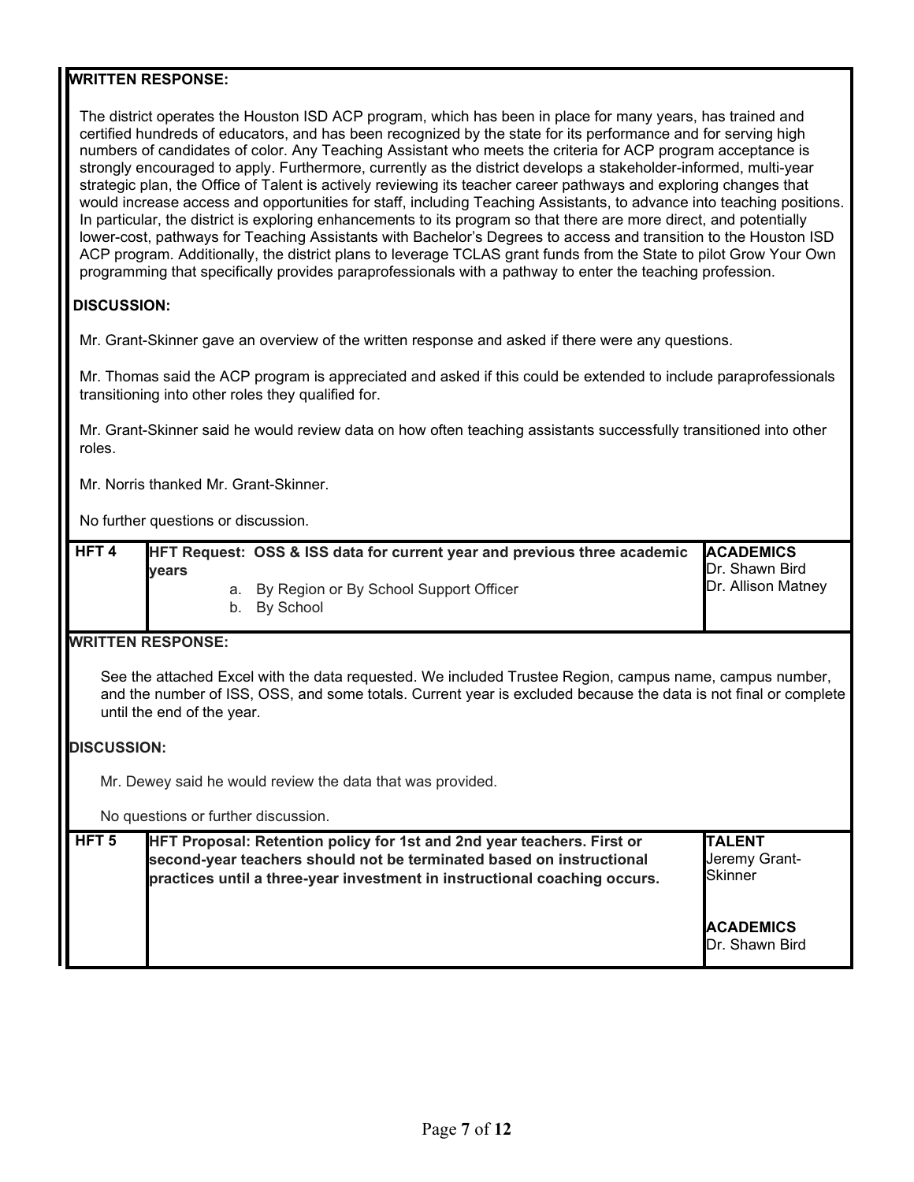**WRITTEN RESPONSE:**

The district operates the Houston ISD ACP program, which has been in place for many years, has trained and certified hundreds of educators, and has been recognized by the state for its performance and for serving high numbers of candidates of color. Any Teaching Assistant who meets the criteria for ACP program acceptance is strongly encouraged to apply. Furthermore, currently as the district develops a stakeholder-informed, multi-year strategic plan, the Office of Talent is actively reviewing its teacher career pathways and exploring changes that would increase access and opportunities for staff, including Teaching Assistants, to advance into teaching positions. In particular, the district is exploring enhancements to its program so that there are more direct, and potentially lower-cost, pathways for Teaching Assistants with Bachelor's Degrees to access and transition to the Houston ISD ACP program. Additionally, the district plans to leverage TCLAS grant funds from the State to pilot Grow Your Own programming that specifically provides paraprofessionals with a pathway to enter the teaching profession.

**DISCUSSION:**

Mr. Grant-Skinner gave an overview of the written response and asked if there were any questions.

Mr. Thomas said the ACP program is appreciated and asked if this could be extended to include paraprofessionals transitioning into other roles they qualified for.

Mr. Grant-Skinner said he would review data on how often teaching assistants successfully transitioned into other roles.

Mr. Norris thanked Mr. Grant-Skinner.

No further questions or discussion.

| HFT 4 | HFT Request: OSS & ISS data for current year and previous three academic years<br>a. By Region or By School Support Officer<br>b. By School | ACADEMICS<br>Dr. Shawn Bird<br>Dr. Allison Matney |
|---|---|---|

**WRITTEN RESPONSE:**

See the attached Excel with the data requested. We included Trustee Region, campus name, campus number, and the number of ISS, OSS, and some totals. Current year is excluded because the data is not final or complete until the end of the year.

**DISCUSSION:**

Mr. Dewey said he would review the data that was provided.

No questions or further discussion.

| HFT 5 | HFT Proposal: Retention policy for 1st and 2nd year teachers. First or second-year teachers should not be terminated based on instructional practices until a three-year investment in instructional coaching occurs. | TALENT<br>Jeremy Grant-Skinner<br><br>ACADEMICS<br>Dr. Shawn Bird |
|---|---|---|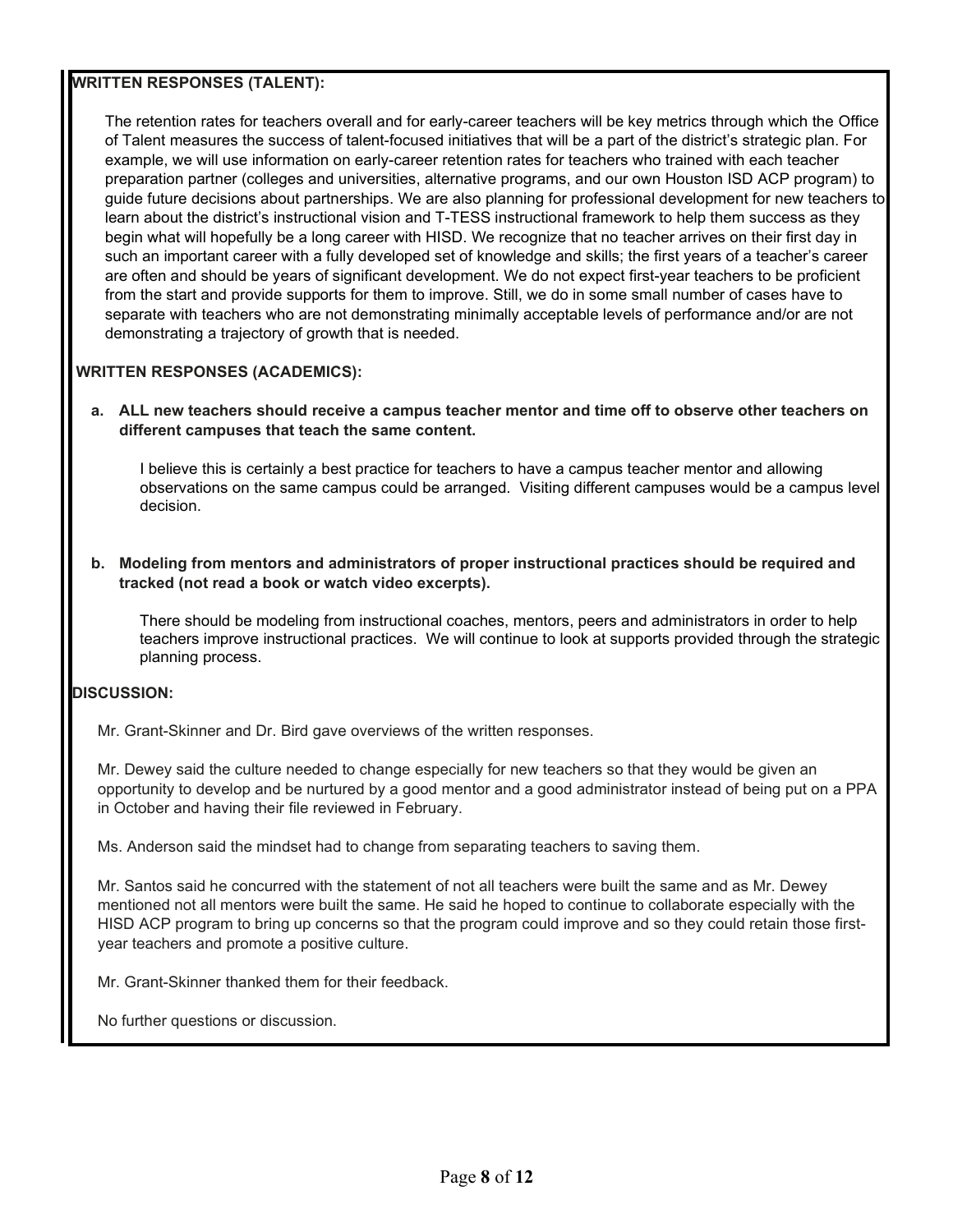**WRITTEN RESPONSES (TALENT):**

The retention rates for teachers overall and for early-career teachers will be key metrics through which the Office of Talent measures the success of talent-focused initiatives that will be a part of the district's strategic plan. For example, we will use information on early-career retention rates for teachers who trained with each teacher preparation partner (colleges and universities, alternative programs, and our own Houston ISD ACP program) to guide future decisions about partnerships. We are also planning for professional development for new teachers to learn about the district's instructional vision and T-TESS instructional framework to help them success as they begin what will hopefully be a long career with HISD. We recognize that no teacher arrives on their first day in such an important career with a fully developed set of knowledge and skills; the first years of a teacher's career are often and should be years of significant development. We do not expect first-year teachers to be proficient from the start and provide supports for them to improve. Still, we do in some small number of cases have to separate with teachers who are not demonstrating minimally acceptable levels of performance and/or are not demonstrating a trajectory of growth that is needed.

**WRITTEN RESPONSES (ACADEMICS):**

**a. ALL new teachers should receive a campus teacher mentor and time off to observe other teachers on different campuses that teach the same content.**

I believe this is certainly a best practice for teachers to have a campus teacher mentor and allowing observations on the same campus could be arranged. Visiting different campuses would be a campus level decision.

**b. Modeling from mentors and administrators of proper instructional practices should be required and tracked (not read a book or watch video excerpts).**

There should be modeling from instructional coaches, mentors, peers and administrators in order to help teachers improve instructional practices. We will continue to look at supports provided through the strategic planning process.

**DISCUSSION:**

Mr. Grant-Skinner and Dr. Bird gave overviews of the written responses.

Mr. Dewey said the culture needed to change especially for new teachers so that they would be given an opportunity to develop and be nurtured by a good mentor and a good administrator instead of being put on a PPA in October and having their file reviewed in February.

Ms. Anderson said the mindset had to change from separating teachers to saving them.

Mr. Santos said he concurred with the statement of not all teachers were built the same and as Mr. Dewey mentioned not all mentors were built the same. He said he hoped to continue to collaborate especially with the HISD ACP program to bring up concerns so that the program could improve and so they could retain those first-year teachers and promote a positive culture.

Mr. Grant-Skinner thanked them for their feedback.

No further questions or discussion.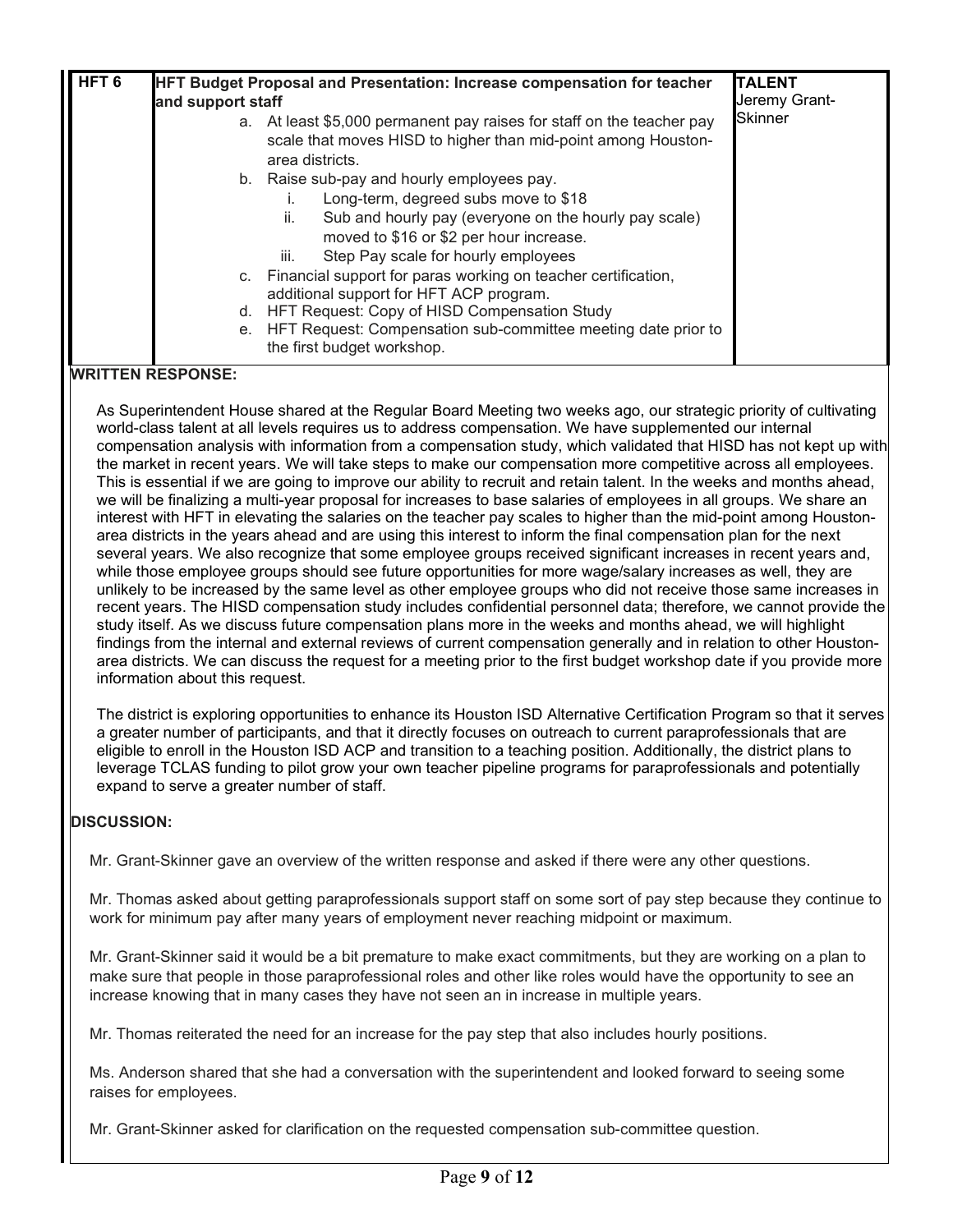| HFT 6 | HFT Budget Proposal and Presentation: Increase compensation for teacher and support staff | TALENT |
|---|---|---|
| | a. At least $5,000 permanent pay raises for staff on the teacher pay scale that moves HISD to higher than mid-point among Houston-area districts.<br>b. Raise sub-pay and hourly employees pay.<br>i. Long-term, degreed subs move to $18<br>ii. Sub and hourly pay (everyone on the hourly pay scale) moved to $16 or $2 per hour increase.<br>iii. Step Pay scale for hourly employees<br>c. Financial support for paras working on teacher certification, additional support for HFT ACP program.<br>d. HFT Request: Copy of HISD Compensation Study<br>e. HFT Request: Compensation sub-committee meeting date prior to the first budget workshop. | Jeremy Grant-Skinner |

**WRITTEN RESPONSE:**

As Superintendent House shared at the Regular Board Meeting two weeks ago, our strategic priority of cultivating world-class talent at all levels requires us to address compensation. We have supplemented our internal compensation analysis with information from a compensation study, which validated that HISD has not kept up with the market in recent years. We will take steps to make our compensation more competitive across all employees. This is essential if we are going to improve our ability to recruit and retain talent. In the weeks and months ahead, we will be finalizing a multi-year proposal for increases to base salaries of employees in all groups. We share an interest with HFT in elevating the salaries on the teacher pay scales to higher than the mid-point among Houston-area districts in the years ahead and are using this interest to inform the final compensation plan for the next several years. We also recognize that some employee groups received significant increases in recent years and, while those employee groups should see future opportunities for more wage/salary increases as well, they are unlikely to be increased by the same level as other employee groups who did not receive those same increases in recent years. The HISD compensation study includes confidential personnel data; therefore, we cannot provide the study itself. As we discuss future compensation plans more in the weeks and months ahead, we will highlight findings from the internal and external reviews of current compensation generally and in relation to other Houston-area districts. We can discuss the request for a meeting prior to the first budget workshop date if you provide more information about this request.

The district is exploring opportunities to enhance its Houston ISD Alternative Certification Program so that it serves a greater number of participants, and that it directly focuses on outreach to current paraprofessionals that are eligible to enroll in the Houston ISD ACP and transition to a teaching position. Additionally, the district plans to leverage TCLAS funding to pilot grow your own teacher pipeline programs for paraprofessionals and potentially expand to serve a greater number of staff.

**DISCUSSION:**

Mr. Grant-Skinner gave an overview of the written response and asked if there were any other questions.

Mr. Thomas asked about getting paraprofessionals support staff on some sort of pay step because they continue to work for minimum pay after many years of employment never reaching midpoint or maximum.

Mr. Grant-Skinner said it would be a bit premature to make exact commitments, but they are working on a plan to make sure that people in those paraprofessional roles and other like roles would have the opportunity to see an increase knowing that in many cases they have not seen an in increase in multiple years.

Mr. Thomas reiterated the need for an increase for the pay step that also includes hourly positions.

Ms. Anderson shared that she had a conversation with the superintendent and looked forward to seeing some raises for employees.

Mr. Grant-Skinner asked for clarification on the requested compensation sub-committee question.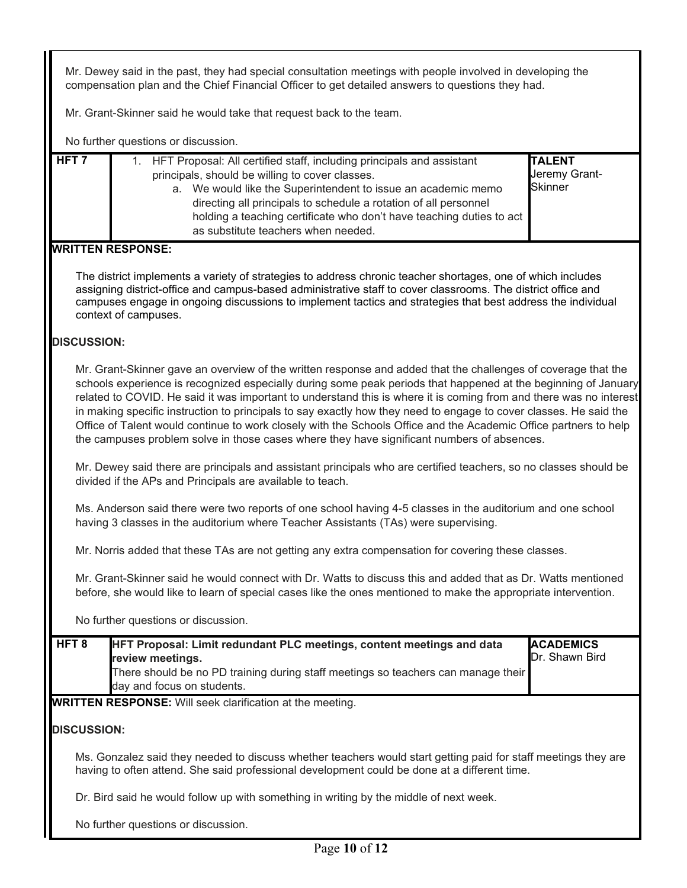Mr. Dewey said in the past, they had special consultation meetings with people involved in developing the compensation plan and the Chief Financial Officer to get detailed answers to questions they had.

Mr. Grant-Skinner said he would take that request back to the team.

No further questions or discussion.

| HFT 7 | 1. HFT Proposal: All certified staff, including principals and assistant principals, should be willing to cover classes.<br>a. We would like the Superintendent to issue an academic memo directing all principals to schedule a rotation of all personnel holding a teaching certificate who don't have teaching duties to act as substitute teachers when needed. | **TALENT**<br>Jeremy Grant-Skinner |
|---|---|---|

**WRITTEN RESPONSE:**

The district implements a variety of strategies to address chronic teacher shortages, one of which includes assigning district-office and campus-based administrative staff to cover classrooms. The district office and campuses engage in ongoing discussions to implement tactics and strategies that best address the individual context of campuses.

**DISCUSSION:**

Mr. Grant-Skinner gave an overview of the written response and added that the challenges of coverage that the schools experience is recognized especially during some peak periods that happened at the beginning of January related to COVID. He said it was important to understand this is where it is coming from and there was no interest in making specific instruction to principals to say exactly how they need to engage to cover classes. He said the Office of Talent would continue to work closely with the Schools Office and the Academic Office partners to help the campuses problem solve in those cases where they have significant numbers of absences.

Mr. Dewey said there are principals and assistant principals who are certified teachers, so no classes should be divided if the APs and Principals are available to teach.

Ms. Anderson said there were two reports of one school having 4-5 classes in the auditorium and one school having 3 classes in the auditorium where Teacher Assistants (TAs) were supervising.

Mr. Norris added that these TAs are not getting any extra compensation for covering these classes.

Mr. Grant-Skinner said he would connect with Dr. Watts to discuss this and added that as Dr. Watts mentioned before, she would like to learn of special cases like the ones mentioned to make the appropriate intervention.

No further questions or discussion.

| HFT 8 | **HFT Proposal: Limit redundant PLC meetings, content meetings and data review meetings.**<br>There should be no PD training during staff meetings so teachers can manage their day and focus on students. | **ACADEMICS**<br>Dr. Shawn Bird |
|---|---|---|

**WRITTEN RESPONSE:** Will seek clarification at the meeting.

**DISCUSSION:**

Ms. Gonzalez said they needed to discuss whether teachers would start getting paid for staff meetings they are having to often attend. She said professional development could be done at a different time.

Dr. Bird said he would follow up with something in writing by the middle of next week.

No further questions or discussion.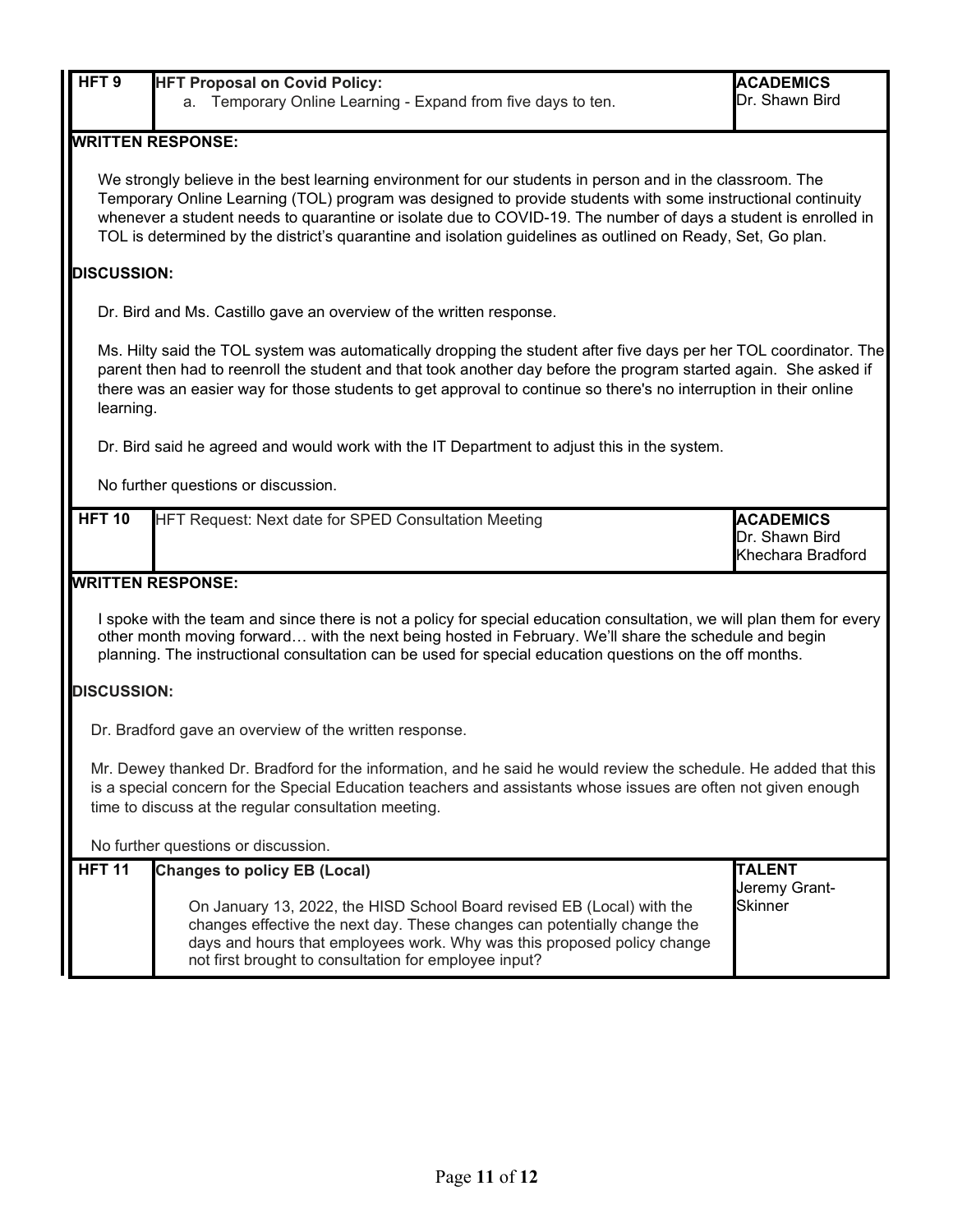| HFT 9 | **HFT Proposal on Covid Policy:**<br>a. Temporary Online Learning - Expand from five days to ten. | **ACADEMICS**<br>Dr. Shawn Bird |
|---|---|---|

**WRITTEN RESPONSE:**

We strongly believe in the best learning environment for our students in person and in the classroom. The Temporary Online Learning (TOL) program was designed to provide students with some instructional continuity whenever a student needs to quarantine or isolate due to COVID-19. The number of days a student is enrolled in TOL is determined by the district's quarantine and isolation guidelines as outlined on Ready, Set, Go plan.

**DISCUSSION:**

Dr. Bird and Ms. Castillo gave an overview of the written response.

Ms. Hilty said the TOL system was automatically dropping the student after five days per her TOL coordinator. The parent then had to reenroll the student and that took another day before the program started again. She asked if there was an easier way for those students to get approval to continue so there's no interruption in their online learning.

Dr. Bird said he agreed and would work with the IT Department to adjust this in the system.

No further questions or discussion.

| HFT 10 | HFT Request: Next date for SPED Consultation Meeting | **ACADEMICS**<br>Dr. Shawn Bird<br>Khechara Bradford |
|---|---|---|

**WRITTEN RESPONSE:**

I spoke with the team and since there is not a policy for special education consultation, we will plan them for every other month moving forward… with the next being hosted in February. We'll share the schedule and begin planning. The instructional consultation can be used for special education questions on the off months.

**DISCUSSION:**

Dr. Bradford gave an overview of the written response.

Mr. Dewey thanked Dr. Bradford for the information, and he said he would review the schedule. He added that this is a special concern for the Special Education teachers and assistants whose issues are often not given enough time to discuss at the regular consultation meeting.

No further questions or discussion.

| HFT 11 | **Changes to policy EB (Local)**<br><br>On January 13, 2022, the HISD School Board revised EB (Local) with the changes effective the next day. These changes can potentially change the days and hours that employees work. Why was this proposed policy change not first brought to consultation for employee input? | **TALENT**<br>Jeremy Grant-Skinner |
|---|---|---|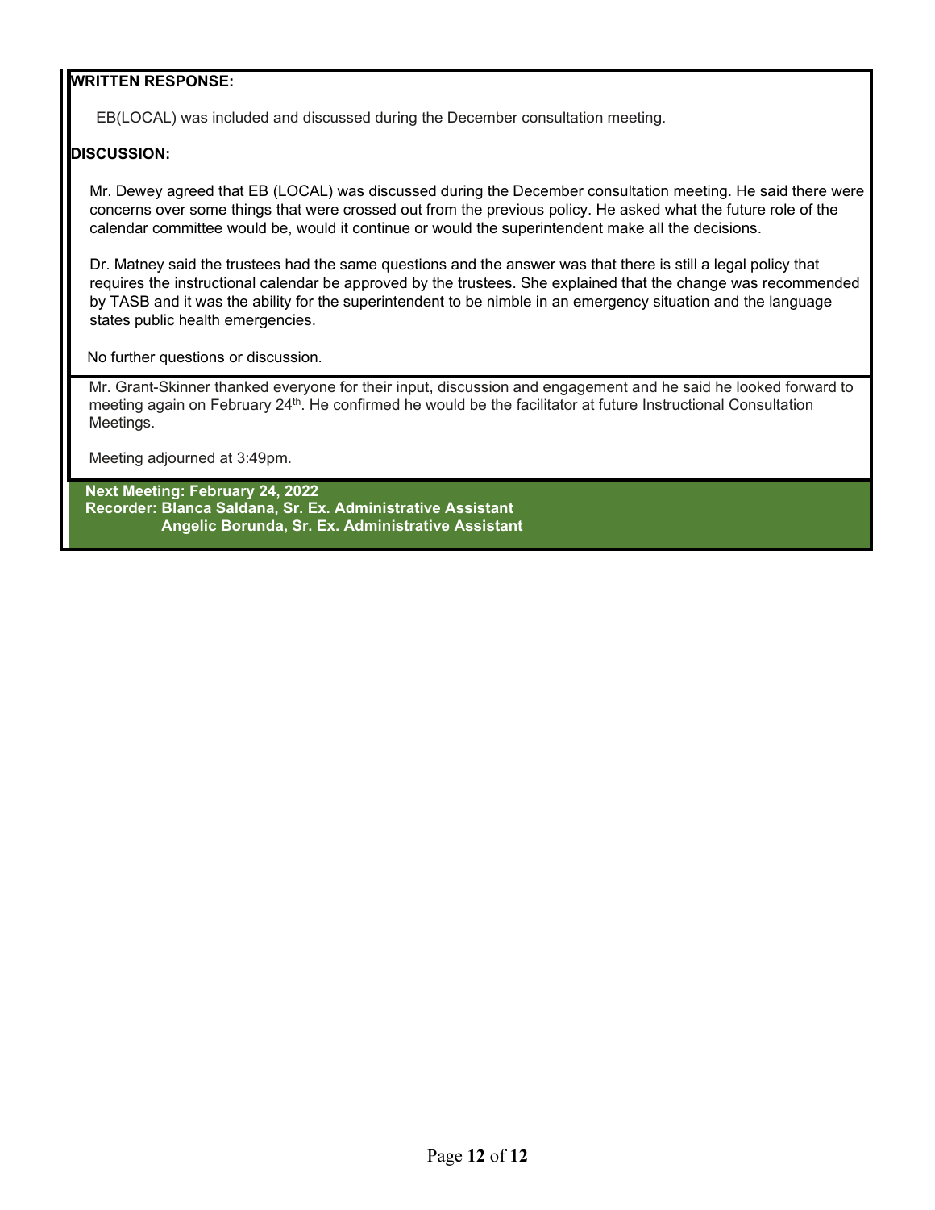**WRITTEN RESPONSE:**

EB(LOCAL) was included and discussed during the December consultation meeting.

**DISCUSSION:**

Mr. Dewey agreed that EB (LOCAL) was discussed during the December consultation meeting. He said there were concerns over some things that were crossed out from the previous policy. He asked what the future role of the calendar committee would be, would it continue or would the superintendent make all the decisions.

Dr. Matney said the trustees had the same questions and the answer was that there is still a legal policy that requires the instructional calendar be approved by the trustees. She explained that the change was recommended by TASB and it was the ability for the superintendent to be nimble in an emergency situation and the language states public health emergencies.

No further questions or discussion.

Mr. Grant-Skinner thanked everyone for their input, discussion and engagement and he said he looked forward to meeting again on February 24th. He confirmed he would be the facilitator at future Instructional Consultation Meetings.

Meeting adjourned at 3:49pm.

**Next Meeting: February 24, 2022**
**Recorder: Blanca Saldana, Sr. Ex. Administrative Assistant**
**Angelic Borunda, Sr. Ex. Administrative Assistant**